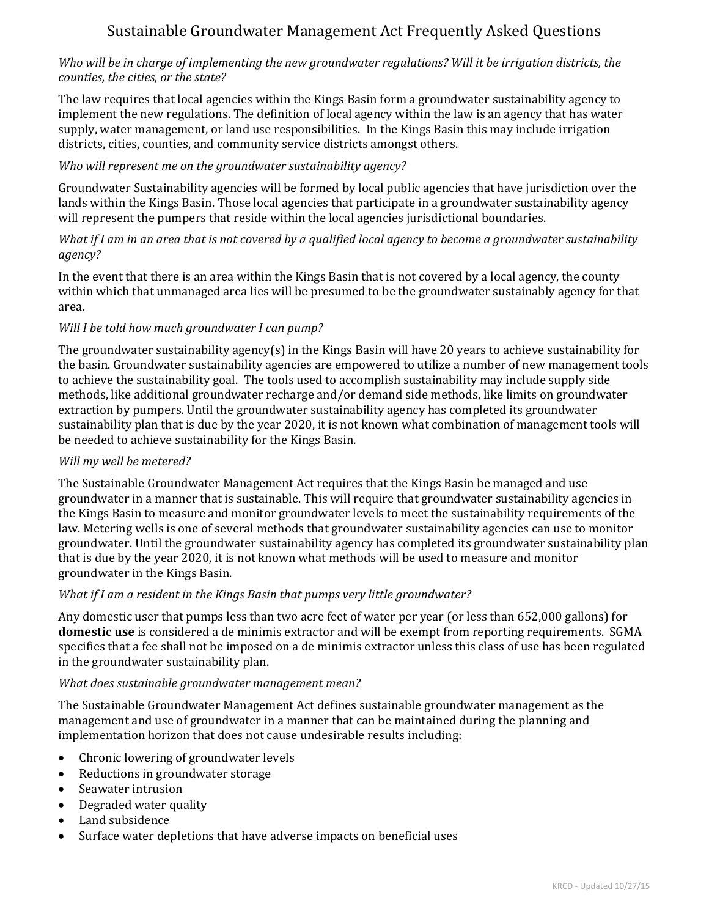# Sustainable Groundwater Management Act Frequently Asked Questions

*Who will be in charge of implementing the new groundwater regulations? Will it be irrigation districts, the counties, the cities, or the state?*

The law requires that local agencies within the Kings Basin form a groundwater sustainability agency to implement the new regulations. The definition of local agency within the law is an agency that has water supply, water management, or land use responsibilities. In the Kings Basin this may include irrigation districts, cities, counties, and community service districts amongst others.

*Who will represent me on the groundwater sustainability agency?*

Groundwater Sustainability agencies will be formed by local public agencies that have jurisdiction over the lands within the Kings Basin. Those local agencies that participate in a groundwater sustainability agency will represent the pumpers that reside within the local agencies jurisdictional boundaries.

*What if I am in an area that is not covered by a qualified local agency to become a groundwater sustainability agency?*

In the event that there is an area within the Kings Basin that is not covered by a local agency, the county within which that unmanaged area lies will be presumed to be the groundwater sustainably agency for that area.

*Will I be told how much groundwater I can pump?*

The groundwater sustainability agency(s) in the Kings Basin will have 20 years to achieve sustainability for the basin. Groundwater sustainability agencies are empowered to utilize a number of new management tools to achieve the sustainability goal. The tools used to accomplish sustainability may include supply side methods, like additional groundwater recharge and/or demand side methods, like limits on groundwater extraction by pumpers. Until the groundwater sustainability agency has completed its groundwater sustainability plan that is due by the year 2020, it is not known what combination of management tools will be needed to achieve sustainability for the Kings Basin.

*Will my well be metered?*

The Sustainable Groundwater Management Act requires that the Kings Basin be managed and use groundwater in a manner that is sustainable. This will require that groundwater sustainability agencies in the Kings Basin to measure and monitor groundwater levels to meet the sustainability requirements of the law. Metering wells is one of several methods that groundwater sustainability agencies can use to monitor groundwater. Until the groundwater sustainability agency has completed its groundwater sustainability plan that is due by the year 2020, it is not known what methods will be used to measure and monitor groundwater in the Kings Basin.

*What if I am a resident in the Kings Basin that pumps very little groundwater?*

Any domestic user that pumps less than two acre feet of water per year (or less than 652,000 gallons) for **domestic use** is considered a de minimis extractor and will be exempt from reporting requirements. SGMA specifies that a fee shall not be imposed on a de minimis extractor unless this class of use has been regulated in the groundwater sustainability plan.

*What does sustainable groundwater management mean?*

The Sustainable Groundwater Management Act defines sustainable groundwater management as the management and use of groundwater in a manner that can be maintained during the planning and implementation horizon that does not cause undesirable results including:

- Chronic lowering of groundwater levels
- Reductions in groundwater storage
- Seawater intrusion
- Degraded water quality
- Land subsidence
- Surface water depletions that have adverse impacts on beneficial uses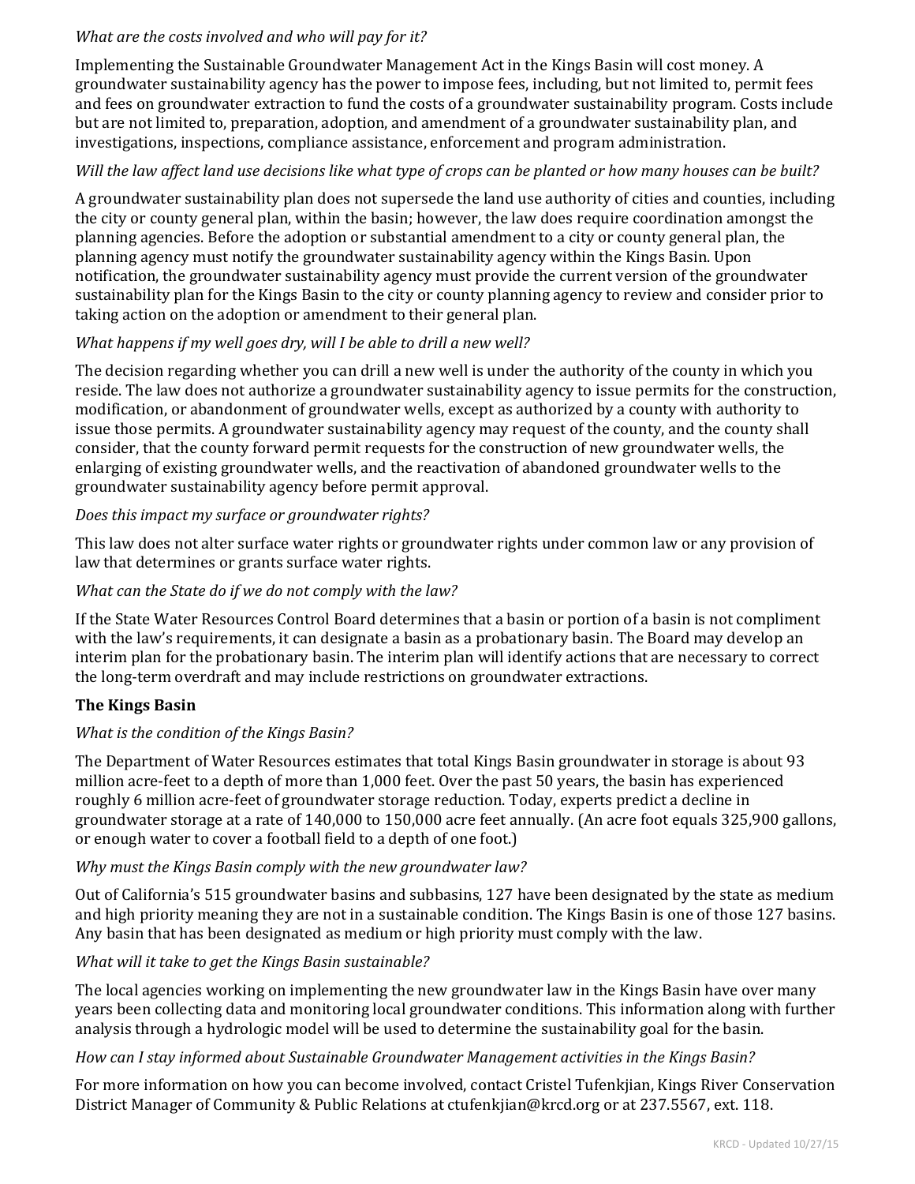*What are the costs involved and who will pay for it?*

Implementing the Sustainable Groundwater Management Act in the Kings Basin will cost money. A groundwater sustainability agency has the power to impose fees, including, but not limited to, permit fees and fees on groundwater extraction to fund the costs of a groundwater sustainability program. Costs include but are not limited to, preparation, adoption, and amendment of a groundwater sustainability plan, and investigations, inspections, compliance assistance, enforcement and program administration.

*Will the law affect land use decisions like what type of crops can be planted or how many houses can be built?*

A groundwater sustainability plan does not supersede the land use authority of cities and counties, including the city or county general plan, within the basin; however, the law does require coordination amongst the planning agencies. Before the adoption or substantial amendment to a city or county general plan, the planning agency must notify the groundwater sustainability agency within the Kings Basin. Upon notification, the groundwater sustainability agency must provide the current version of the groundwater sustainability plan for the Kings Basin to the city or county planning agency to review and consider prior to taking action on the adoption or amendment to their general plan.

*What happens if my well goes dry, will I be able to drill a new well?*

The decision regarding whether you can drill a new well is under the authority of the county in which you reside. The law does not authorize a groundwater sustainability agency to issue permits for the construction, modification, or abandonment of groundwater wells, except as authorized by a county with authority to issue those permits. A groundwater sustainability agency may request of the county, and the county shall consider, that the county forward permit requests for the construction of new groundwater wells, the enlarging of existing groundwater wells, and the reactivation of abandoned groundwater wells to the groundwater sustainability agency before permit approval.

*Does this impact my surface or groundwater rights?*

This law does not alter surface water rights or groundwater rights under common law or any provision of law that determines or grants surface water rights.

*What can the State do if we do not comply with the law?*

If the State Water Resources Control Board determines that a basin or portion of a basin is not compliment with the law's requirements, it can designate a basin as a probationary basin. The Board may develop an interim plan for the probationary basin. The interim plan will identify actions that are necessary to correct the long-term overdraft and may include restrictions on groundwater extractions.

**The Kings Basin**

*What is the condition of the Kings Basin?*

The Department of Water Resources estimates that total Kings Basin groundwater in storage is about 93 million acre-feet to a depth of more than 1,000 feet. Over the past 50 years, the basin has experienced roughly 6 million acre-feet of groundwater storage reduction. Today, experts predict a decline in groundwater storage at a rate of 140,000 to 150,000 acre feet annually. (An acre foot equals 325,900 gallons, or enough water to cover a football field to a depth of one foot.)

*Why must the Kings Basin comply with the new groundwater law?*

Out of California's 515 groundwater basins and subbasins, 127 have been designated by the state as medium and high priority meaning they are not in a sustainable condition. The Kings Basin is one of those 127 basins. Any basin that has been designated as medium or high priority must comply with the law.

*What will it take to get the Kings Basin sustainable?*

The local agencies working on implementing the new groundwater law in the Kings Basin have over many years been collecting data and monitoring local groundwater conditions. This information along with further analysis through a hydrologic model will be used to determine the sustainability goal for the basin.

*How can I stay informed about Sustainable Groundwater Management activities in the Kings Basin?*

For more information on how you can become involved, contact Cristel Tufenkjian, Kings River Conservation District Manager of Community & Public Relations at ctufenkjian@krcd.org or at 237.5567, ext. 118.

KRCD - Updated 10/27/15